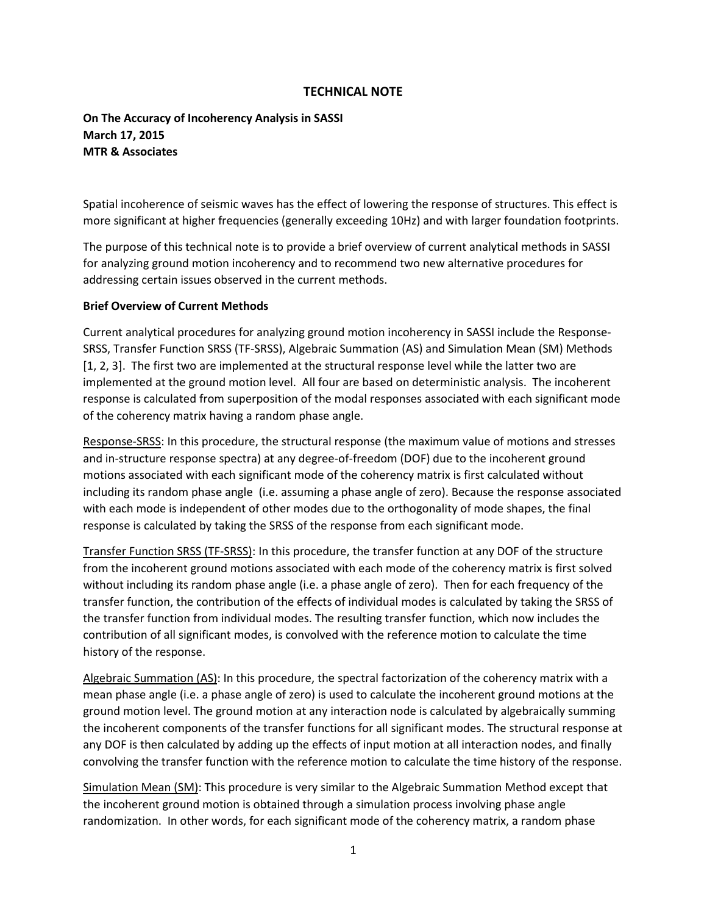# TECHNICAL NOTE

**On The Accuracy of Incoherency Analysis in SASSI**
**March 17, 2015**
**MTR & Associates**

Spatial incoherence of seismic waves has the effect of lowering the response of structures. This effect is more significant at higher frequencies (generally exceeding 10Hz) and with larger foundation footprints.

The purpose of this technical note is to provide a brief overview of current analytical methods in SASSI for analyzing ground motion incoherency and to recommend two new alternative procedures for addressing certain issues observed in the current methods.

**Brief Overview of Current Methods**

Current analytical procedures for analyzing ground motion incoherency in SASSI include the Response-SRSS, Transfer Function SRSS (TF-SRSS), Algebraic Summation (AS) and Simulation Mean (SM) Methods [1, 2, 3]. The first two are implemented at the structural response level while the latter two are implemented at the ground motion level. All four are based on deterministic analysis. The incoherent response is calculated from superposition of the modal responses associated with each significant mode of the coherency matrix having a random phase angle.

Response-SRSS: In this procedure, the structural response (the maximum value of motions and stresses and in-structure response spectra) at any degree-of-freedom (DOF) due to the incoherent ground motions associated with each significant mode of the coherency matrix is first calculated without including its random phase angle (i.e. assuming a phase angle of zero). Because the response associated with each mode is independent of other modes due to the orthogonality of mode shapes, the final response is calculated by taking the SRSS of the response from each significant mode.

Transfer Function SRSS (TF-SRSS): In this procedure, the transfer function at any DOF of the structure from the incoherent ground motions associated with each mode of the coherency matrix is first solved without including its random phase angle (i.e. a phase angle of zero). Then for each frequency of the transfer function, the contribution of the effects of individual modes is calculated by taking the SRSS of the transfer function from individual modes. The resulting transfer function, which now includes the contribution of all significant modes, is convolved with the reference motion to calculate the time history of the response.

Algebraic Summation (AS): In this procedure, the spectral factorization of the coherency matrix with a mean phase angle (i.e. a phase angle of zero) is used to calculate the incoherent ground motions at the ground motion level. The ground motion at any interaction node is calculated by algebraically summing the incoherent components of the transfer functions for all significant modes. The structural response at any DOF is then calculated by adding up the effects of input motion at all interaction nodes, and finally convolving the transfer function with the reference motion to calculate the time history of the response.

Simulation Mean (SM): This procedure is very similar to the Algebraic Summation Method except that the incoherent ground motion is obtained through a simulation process involving phase angle randomization. In other words, for each significant mode of the coherency matrix, a random phase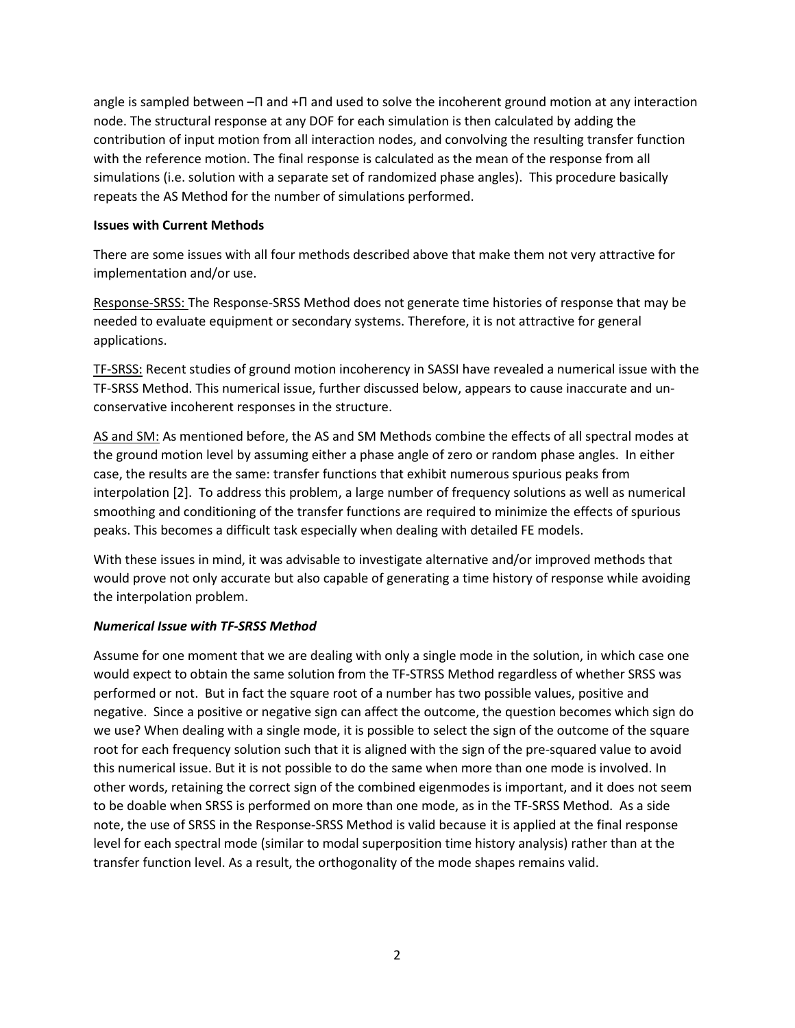angle is sampled between –Π and +Π and used to solve the incoherent ground motion at any interaction node. The structural response at any DOF for each simulation is then calculated by adding the contribution of input motion from all interaction nodes, and convolving the resulting transfer function with the reference motion. The final response is calculated as the mean of the response from all simulations (i.e. solution with a separate set of randomized phase angles). This procedure basically repeats the AS Method for the number of simulations performed.

**Issues with Current Methods**

There are some issues with all four methods described above that make them not very attractive for implementation and/or use.

Response-SRSS: The Response-SRSS Method does not generate time histories of response that may be needed to evaluate equipment or secondary systems. Therefore, it is not attractive for general applications.

TF-SRSS: Recent studies of ground motion incoherency in SASSI have revealed a numerical issue with the TF-SRSS Method. This numerical issue, further discussed below, appears to cause inaccurate and un-conservative incoherent responses in the structure.

AS and SM: As mentioned before, the AS and SM Methods combine the effects of all spectral modes at the ground motion level by assuming either a phase angle of zero or random phase angles. In either case, the results are the same: transfer functions that exhibit numerous spurious peaks from interpolation [2]. To address this problem, a large number of frequency solutions as well as numerical smoothing and conditioning of the transfer functions are required to minimize the effects of spurious peaks. This becomes a difficult task especially when dealing with detailed FE models.

With these issues in mind, it was advisable to investigate alternative and/or improved methods that would prove not only accurate but also capable of generating a time history of response while avoiding the interpolation problem.

***Numerical Issue with TF-SRSS Method***

Assume for one moment that we are dealing with only a single mode in the solution, in which case one would expect to obtain the same solution from the TF-STRSS Method regardless of whether SRSS was performed or not. But in fact the square root of a number has two possible values, positive and negative. Since a positive or negative sign can affect the outcome, the question becomes which sign do we use? When dealing with a single mode, it is possible to select the sign of the outcome of the square root for each frequency solution such that it is aligned with the sign of the pre-squared value to avoid this numerical issue. But it is not possible to do the same when more than one mode is involved. In other words, retaining the correct sign of the combined eigenmodes is important, and it does not seem to be doable when SRSS is performed on more than one mode, as in the TF-SRSS Method. As a side note, the use of SRSS in the Response-SRSS Method is valid because it is applied at the final response level for each spectral mode (similar to modal superposition time history analysis) rather than at the transfer function level. As a result, the orthogonality of the mode shapes remains valid.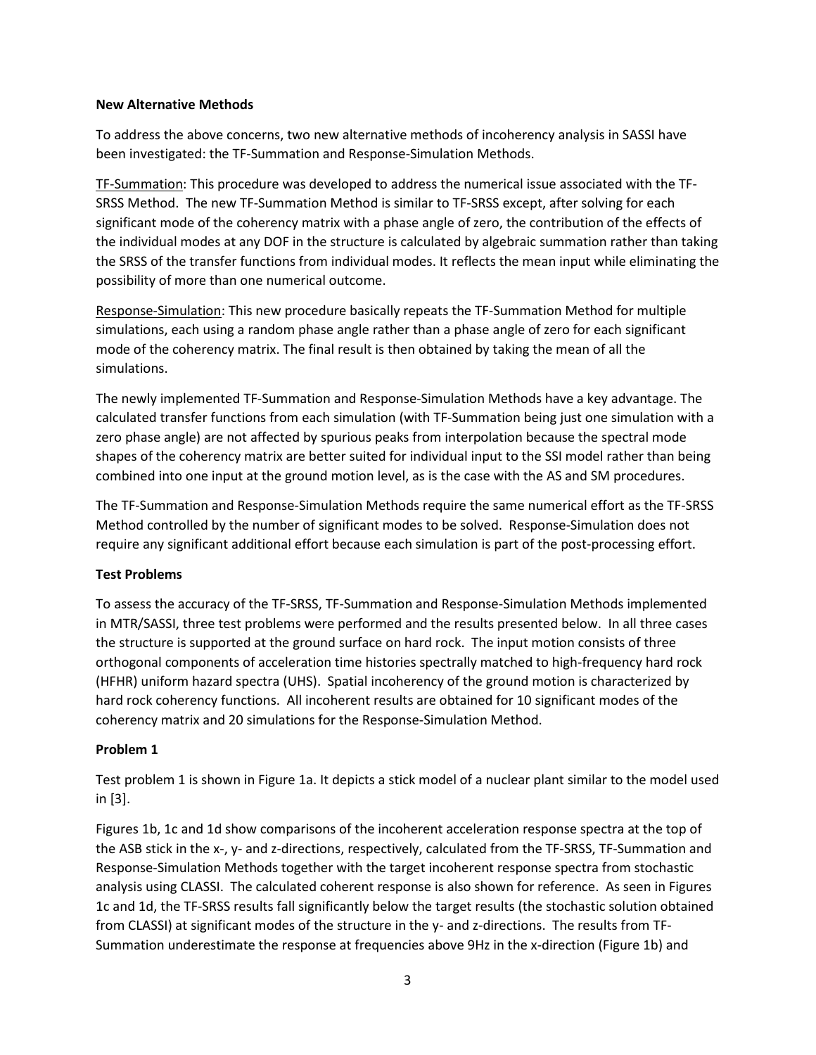**New Alternative Methods**

To address the above concerns, two new alternative methods of incoherency analysis in SASSI have been investigated: the TF-Summation and Response-Simulation Methods.

TF-Summation: This procedure was developed to address the numerical issue associated with the TF-SRSS Method. The new TF-Summation Method is similar to TF-SRSS except, after solving for each significant mode of the coherency matrix with a phase angle of zero, the contribution of the effects of the individual modes at any DOF in the structure is calculated by algebraic summation rather than taking the SRSS of the transfer functions from individual modes. It reflects the mean input while eliminating the possibility of more than one numerical outcome.

Response-Simulation: This new procedure basically repeats the TF-Summation Method for multiple simulations, each using a random phase angle rather than a phase angle of zero for each significant mode of the coherency matrix. The final result is then obtained by taking the mean of all the simulations.

The newly implemented TF-Summation and Response-Simulation Methods have a key advantage. The calculated transfer functions from each simulation (with TF-Summation being just one simulation with a zero phase angle) are not affected by spurious peaks from interpolation because the spectral mode shapes of the coherency matrix are better suited for individual input to the SSI model rather than being combined into one input at the ground motion level, as is the case with the AS and SM procedures.

The TF-Summation and Response-Simulation Methods require the same numerical effort as the TF-SRSS Method controlled by the number of significant modes to be solved. Response-Simulation does not require any significant additional effort because each simulation is part of the post-processing effort.

**Test Problems**

To assess the accuracy of the TF-SRSS, TF-Summation and Response-Simulation Methods implemented in MTR/SASSI, three test problems were performed and the results presented below. In all three cases the structure is supported at the ground surface on hard rock. The input motion consists of three orthogonal components of acceleration time histories spectrally matched to high-frequency hard rock (HFHR) uniform hazard spectra (UHS). Spatial incoherency of the ground motion is characterized by hard rock coherency functions. All incoherent results are obtained for 10 significant modes of the coherency matrix and 20 simulations for the Response-Simulation Method.

**Problem 1**

Test problem 1 is shown in Figure 1a. It depicts a stick model of a nuclear plant similar to the model used in [3].

Figures 1b, 1c and 1d show comparisons of the incoherent acceleration response spectra at the top of the ASB stick in the x-, y- and z-directions, respectively, calculated from the TF-SRSS, TF-Summation and Response-Simulation Methods together with the target incoherent response spectra from stochastic analysis using CLASSI. The calculated coherent response is also shown for reference. As seen in Figures 1c and 1d, the TF-SRSS results fall significantly below the target results (the stochastic solution obtained from CLASSI) at significant modes of the structure in the y- and z-directions. The results from TF-Summation underestimate the response at frequencies above 9Hz in the x-direction (Figure 1b) and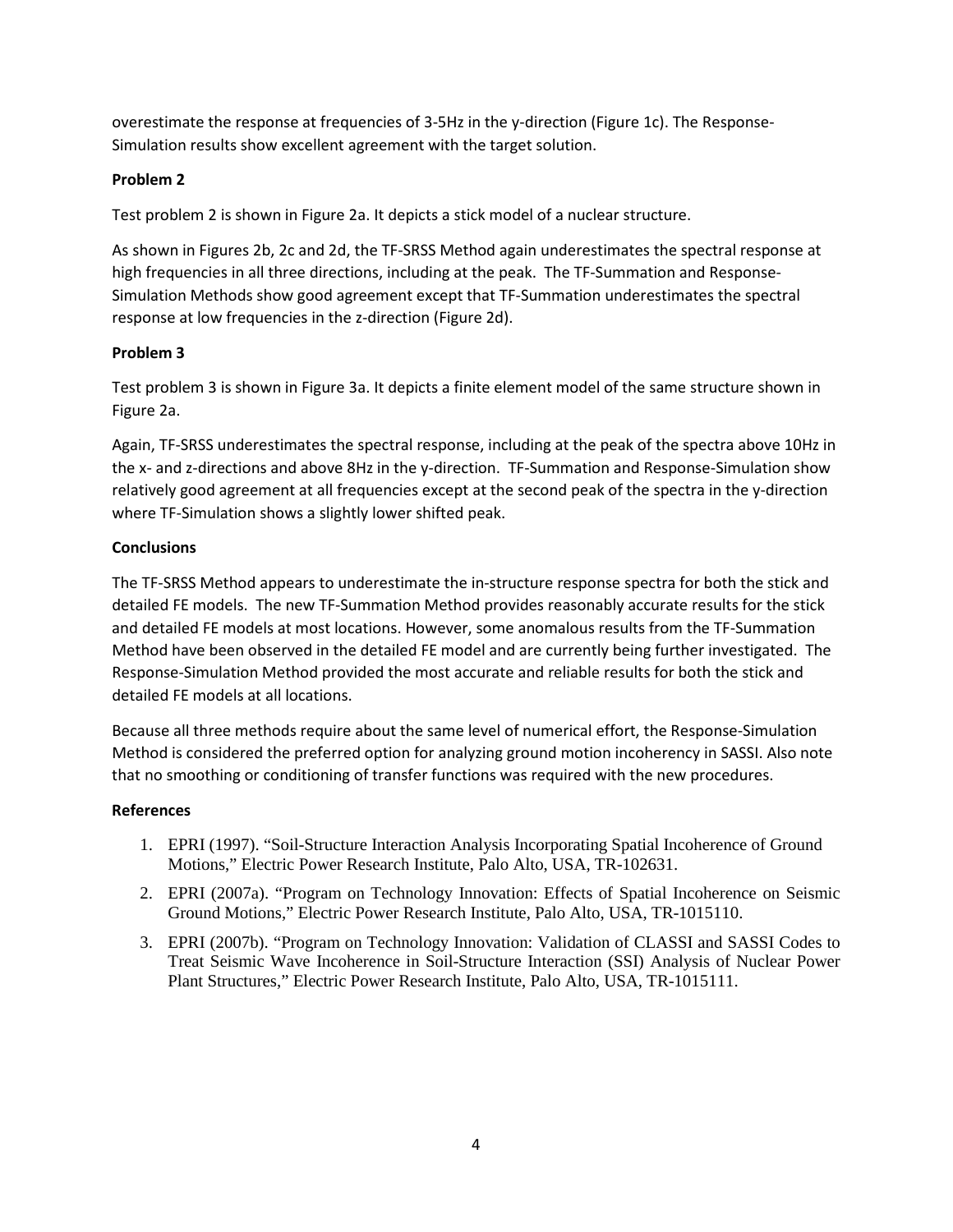overestimate the response at frequencies of 3-5Hz in the y-direction (Figure 1c). The Response-Simulation results show excellent agreement with the target solution.

**Problem 2**

Test problem 2 is shown in Figure 2a. It depicts a stick model of a nuclear structure.

As shown in Figures 2b, 2c and 2d, the TF-SRSS Method again underestimates the spectral response at high frequencies in all three directions, including at the peak. The TF-Summation and Response-Simulation Methods show good agreement except that TF-Summation underestimates the spectral response at low frequencies in the z-direction (Figure 2d).

**Problem 3**

Test problem 3 is shown in Figure 3a. It depicts a finite element model of the same structure shown in Figure 2a.

Again, TF-SRSS underestimates the spectral response, including at the peak of the spectra above 10Hz in the x- and z-directions and above 8Hz in the y-direction. TF-Summation and Response-Simulation show relatively good agreement at all frequencies except at the second peak of the spectra in the y-direction where TF-Simulation shows a slightly lower shifted peak.

**Conclusions**

The TF-SRSS Method appears to underestimate the in-structure response spectra for both the stick and detailed FE models. The new TF-Summation Method provides reasonably accurate results for the stick and detailed FE models at most locations. However, some anomalous results from the TF-Summation Method have been observed in the detailed FE model and are currently being further investigated. The Response-Simulation Method provided the most accurate and reliable results for both the stick and detailed FE models at all locations.

Because all three methods require about the same level of numerical effort, the Response-Simulation Method is considered the preferred option for analyzing ground motion incoherency in SASSI. Also note that no smoothing or conditioning of transfer functions was required with the new procedures.

**References**

1. EPRI (1997). "Soil-Structure Interaction Analysis Incorporating Spatial Incoherence of Ground Motions," Electric Power Research Institute, Palo Alto, USA, TR-102631.
2. EPRI (2007a). "Program on Technology Innovation: Effects of Spatial Incoherence on Seismic Ground Motions," Electric Power Research Institute, Palo Alto, USA, TR-1015110.
3. EPRI (2007b). "Program on Technology Innovation: Validation of CLASSI and SASSI Codes to Treat Seismic Wave Incoherence in Soil-Structure Interaction (SSI) Analysis of Nuclear Power Plant Structures," Electric Power Research Institute, Palo Alto, USA, TR-1015111.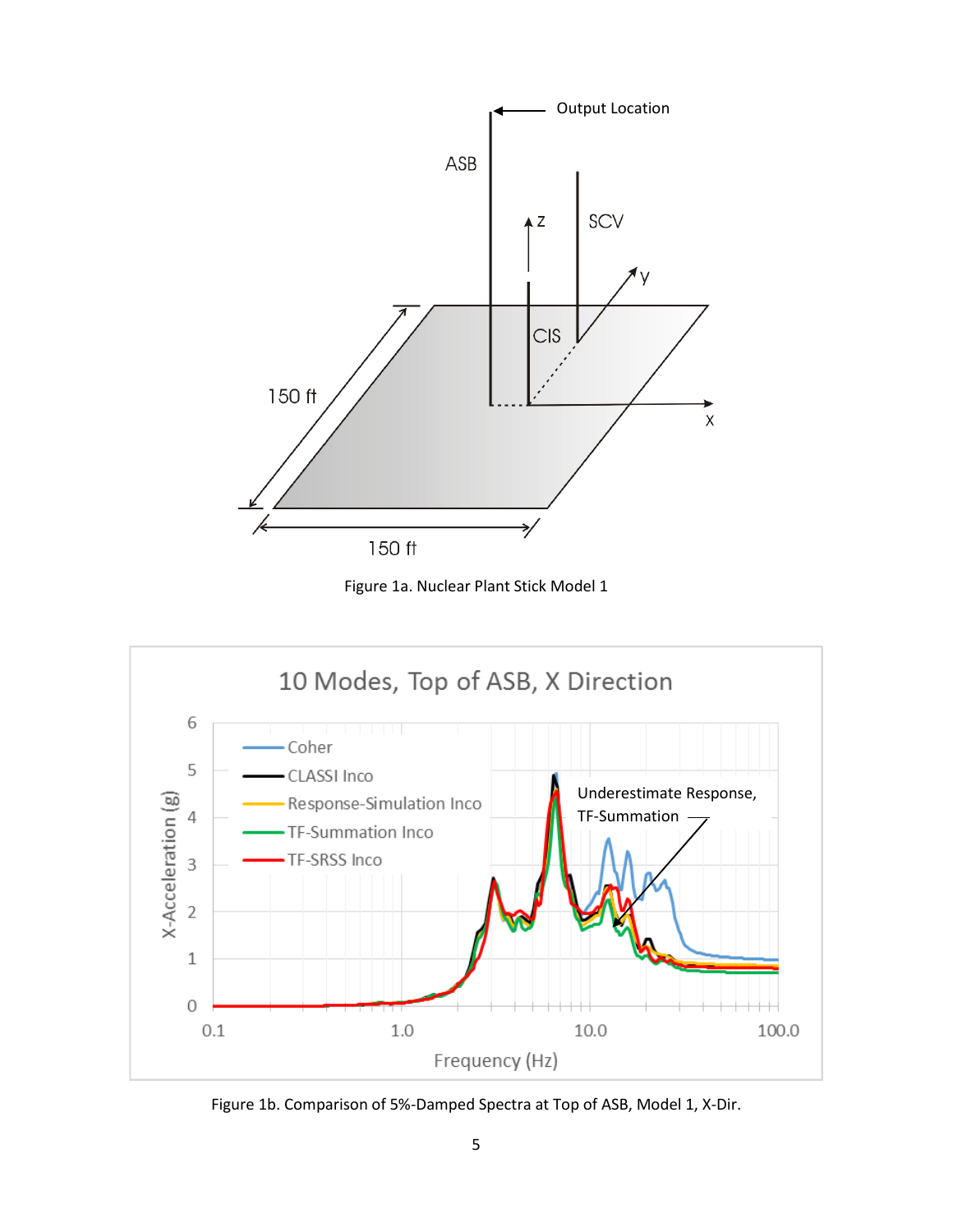Figure 1a. Nuclear Plant Stick Model 1

Figure 1b. Comparison of 5%-Damped Spectra at Top of ASB, Model 1, X-Dir.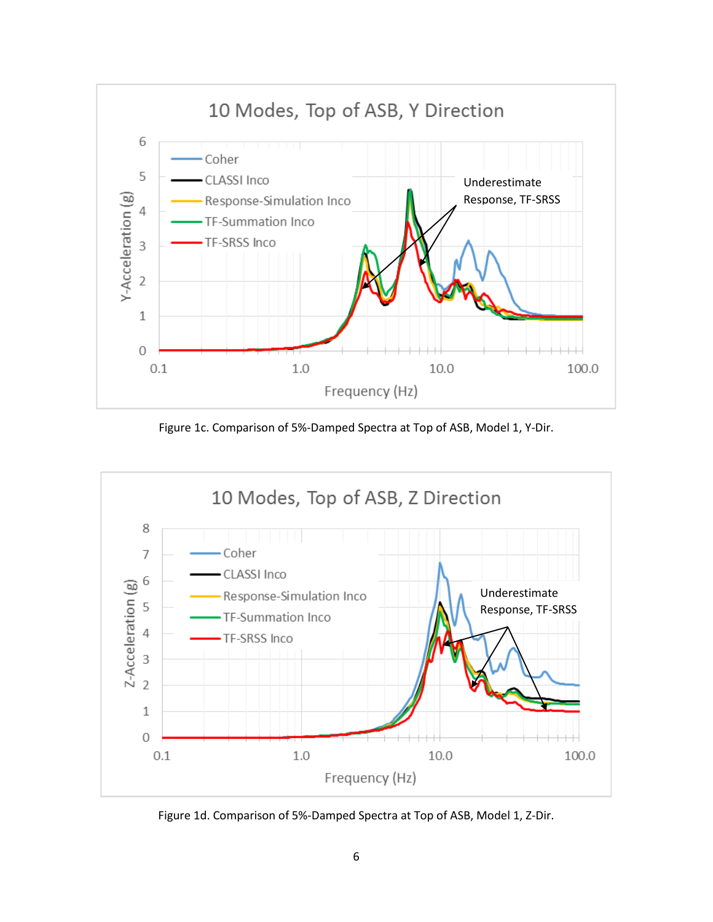Figure 1c. Comparison of 5%-Damped Spectra at Top of ASB, Model 1, Y-Dir.

Figure 1d. Comparison of 5%-Damped Spectra at Top of ASB, Model 1, Z-Dir.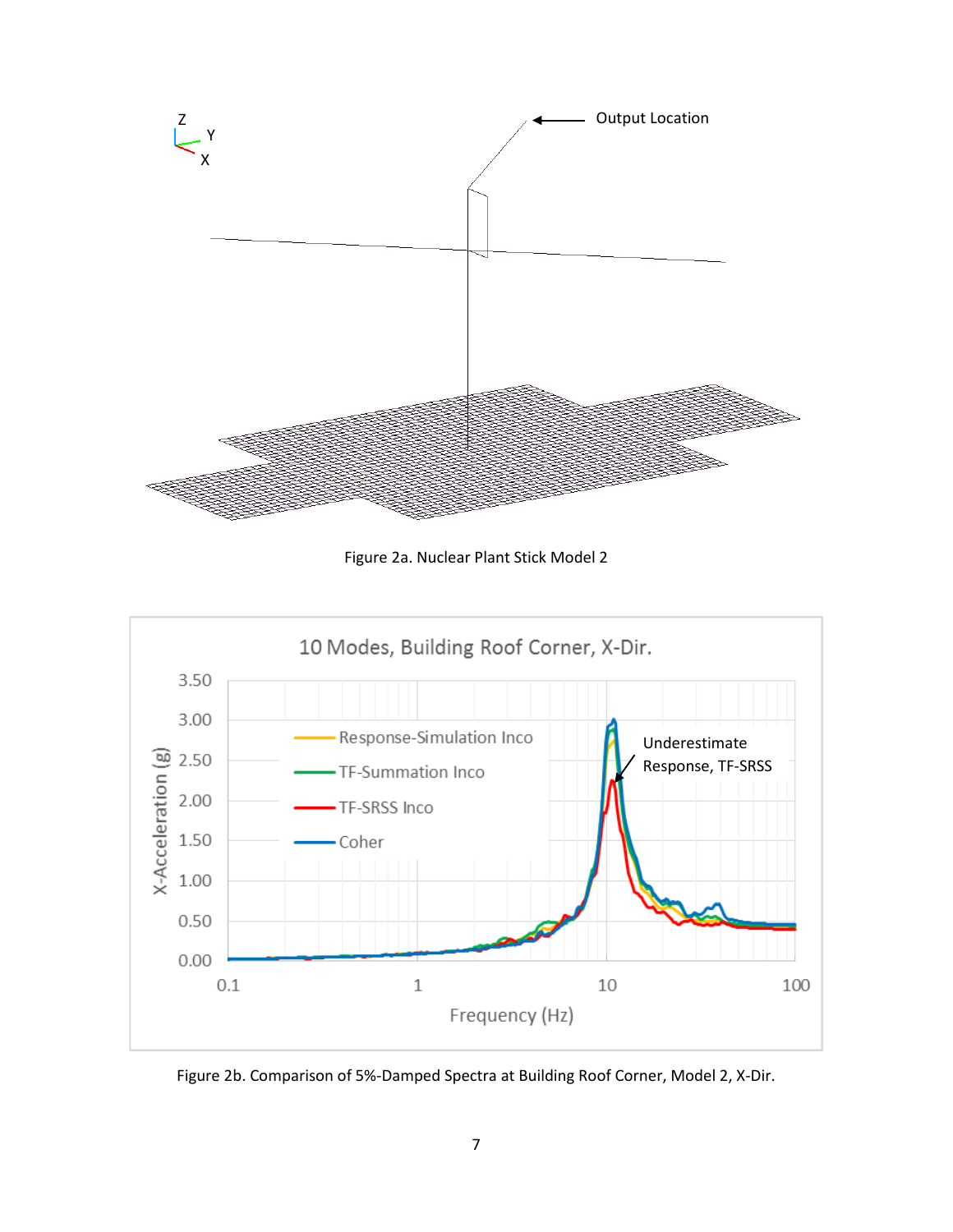Figure 2a. Nuclear Plant Stick Model 2

Figure 2b. Comparison of 5%-Damped Spectra at Building Roof Corner, Model 2, X-Dir.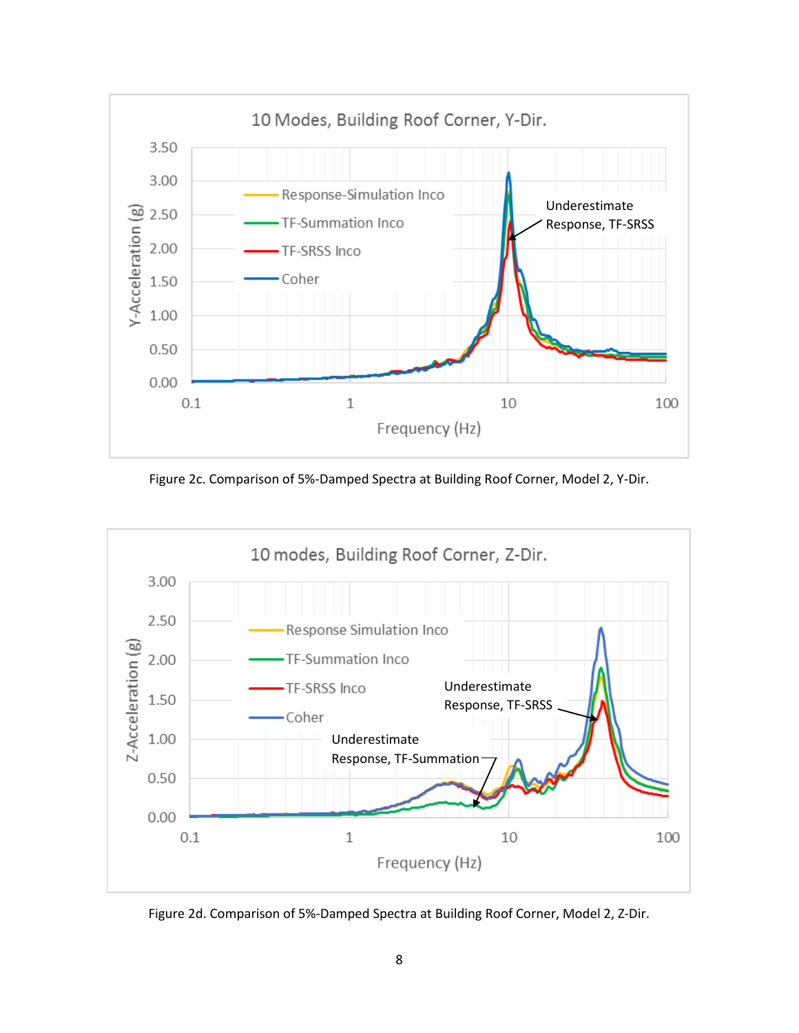Figure 2c. Comparison of 5%-Damped Spectra at Building Roof Corner, Model 2, Y-Dir.

Figure 2d. Comparison of 5%-Damped Spectra at Building Roof Corner, Model 2, Z-Dir.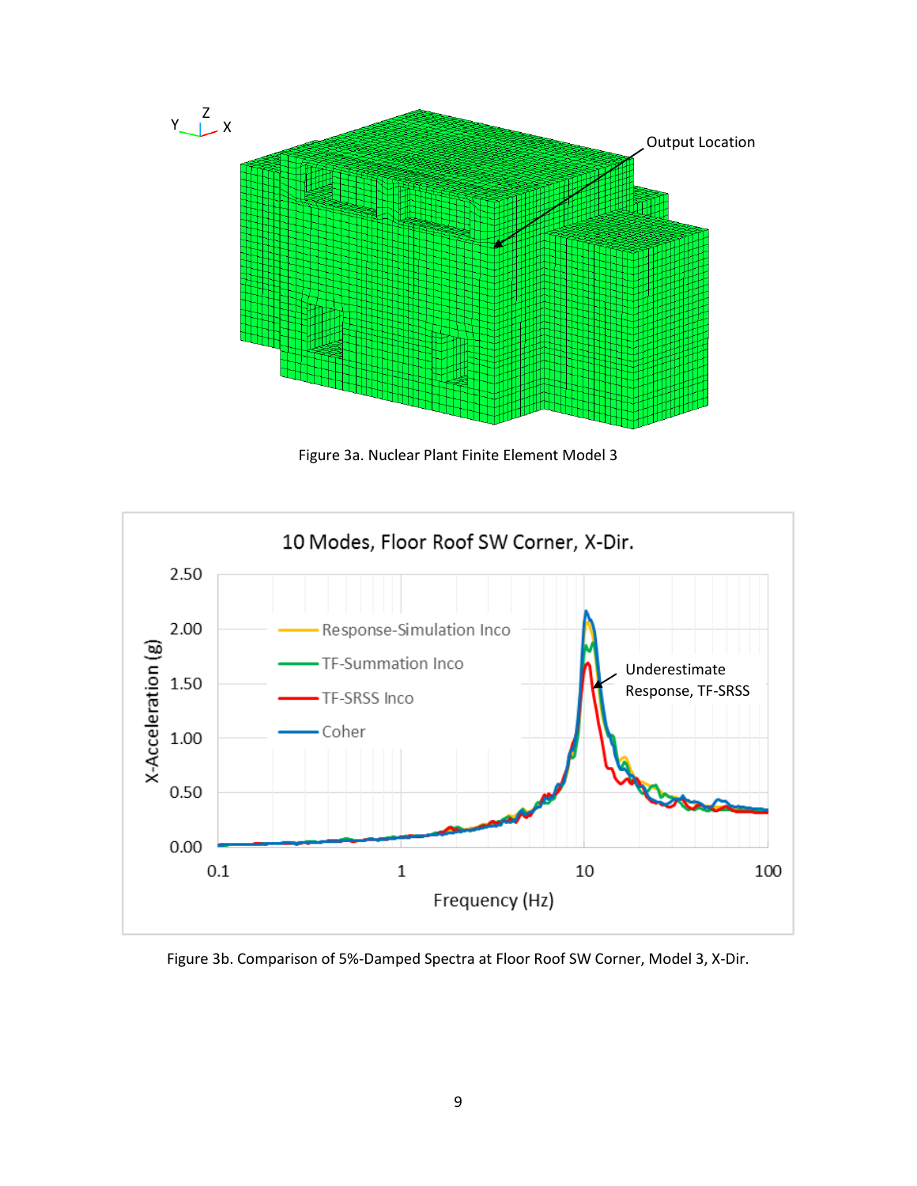Figure 3a. Nuclear Plant Finite Element Model 3

Figure 3b. Comparison of 5%-Damped Spectra at Floor Roof SW Corner, Model 3, X-Dir.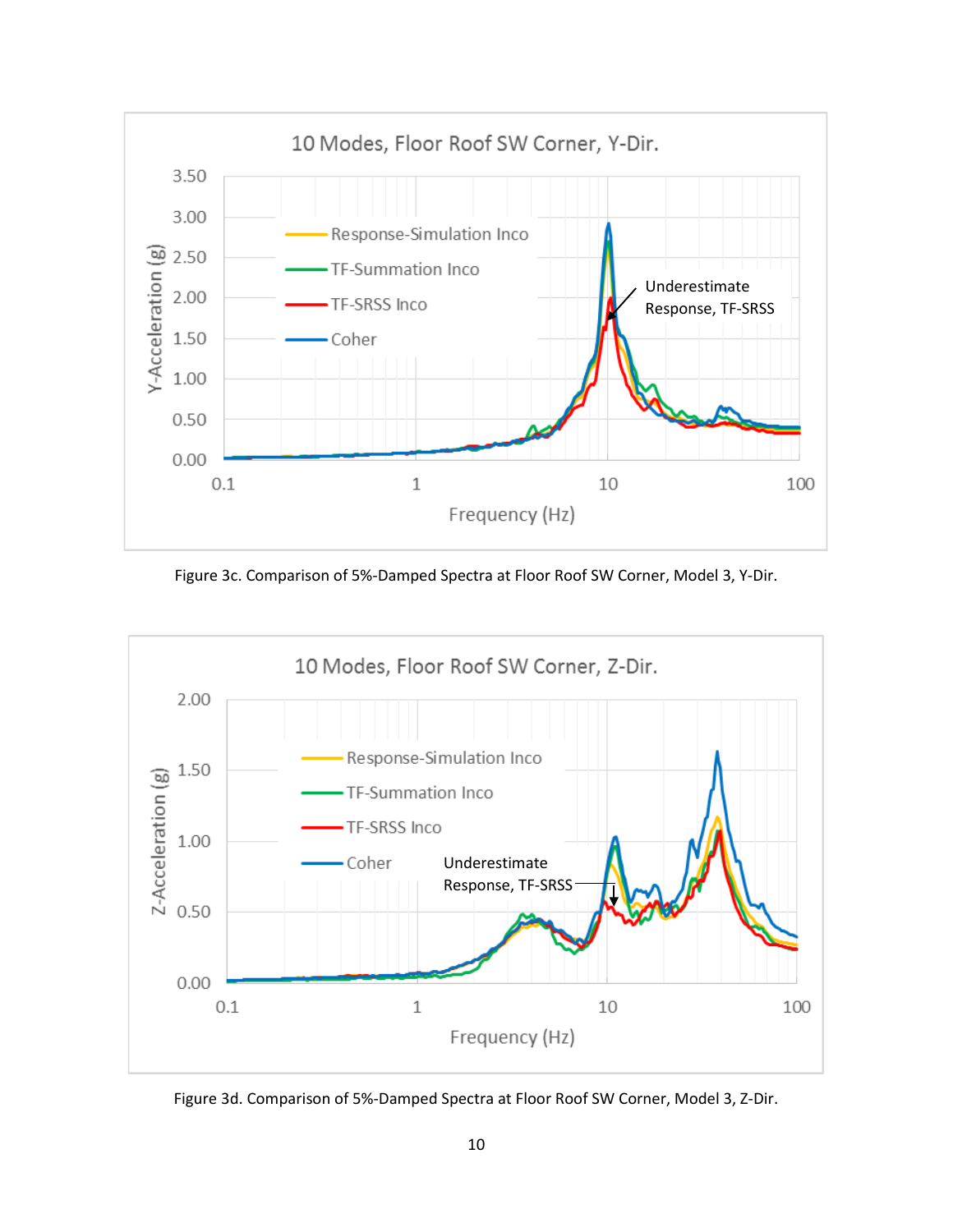10 Modes, Floor Roof SW Corner, Y-Dir.

3.50
3.00
2.50
2.00
1.50
1.00
0.50
0.00

Y-Acceleration (g)

Response-Simulation Inco
TF-Summation Inco
TF-SRSS Inco
Coher

Underestimate
Response, TF-SRSS

0.1
1
10
100

Frequency (Hz)

Figure 3c. Comparison of 5%-Damped Spectra at Floor Roof SW Corner, Model 3, Y-Dir.

10 Modes, Floor Roof SW Corner, Z-Dir.

2.00
1.50
1.00
0.50
0.00

Z-Acceleration (g)

Response-Simulation Inco
TF-Summation Inco
TF-SRSS Inco
Coher

Underestimate
Response, TF-SRSS

0.1
1
10
100

Frequency (Hz)

Figure 3d. Comparison of 5%-Damped Spectra at Floor Roof SW Corner, Model 3, Z-Dir.